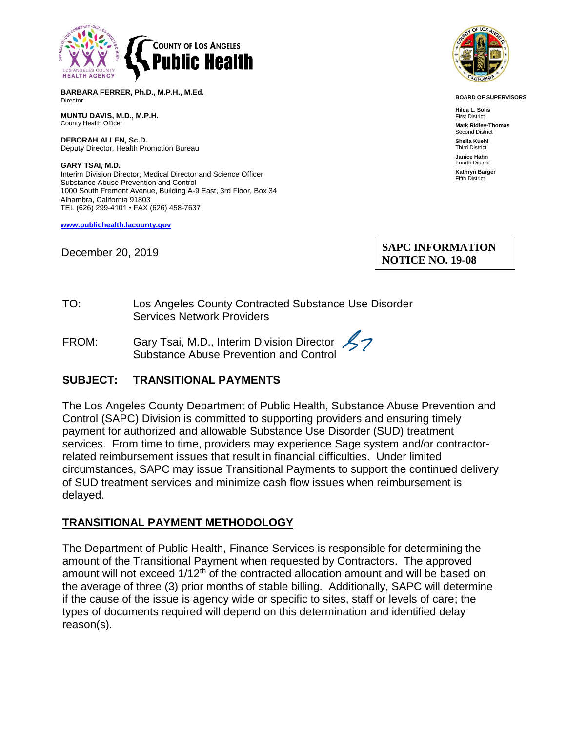COUNTY OF LOS ANGELES
**Public Health**

**BARBARA FERRER, Ph.D., M.P.H., M.Ed.**
Director

**MUNTU DAVIS, M.D., M.P.H.**
County Health Officer

**DEBORAH ALLEN, Sc.D.**
Deputy Director, Health Promotion Bureau

**GARY TSAI, M.D.**
Interim Division Director, Medical Director and Science Officer
Substance Abuse Prevention and Control
1000 South Fremont Avenue, Building A-9 East, 3rd Floor, Box 34
Alhambra, California 91803
TEL (626) 299-4101 • FAX (626) 458-7637

www.publichealth.lacounty.gov

**BOARD OF SUPERVISORS**

**Hilda L. Solis**
First District

**Mark Ridley-Thomas**
Second District

**Sheila Kuehl**
Third District

**Janice Hahn**
Fourth District

**Kathryn Barger**
Fifth District

December 20, 2019

**SAPC INFORMATION NOTICE NO. 19-08**

TO: Los Angeles County Contracted Substance Use Disorder Services Network Providers

FROM: Gary Tsai, M.D., Interim Division Director
Substance Abuse Prevention and Control

**SUBJECT: TRANSITIONAL PAYMENTS**

The Los Angeles County Department of Public Health, Substance Abuse Prevention and Control (SAPC) Division is committed to supporting providers and ensuring timely payment for authorized and allowable Substance Use Disorder (SUD) treatment services. From time to time, providers may experience Sage system and/or contractor-related reimbursement issues that result in financial difficulties. Under limited circumstances, SAPC may issue Transitional Payments to support the continued delivery of SUD treatment services and minimize cash flow issues when reimbursement is delayed.

## TRANSITIONAL PAYMENT METHODOLOGY

The Department of Public Health, Finance Services is responsible for determining the amount of the Transitional Payment when requested by Contractors. The approved amount will not exceed 1/12th of the contracted allocation amount and will be based on the average of three (3) prior months of stable billing. Additionally, SAPC will determine if the cause of the issue is agency wide or specific to sites, staff or levels of care; the types of documents required will depend on this determination and identified delay reason(s).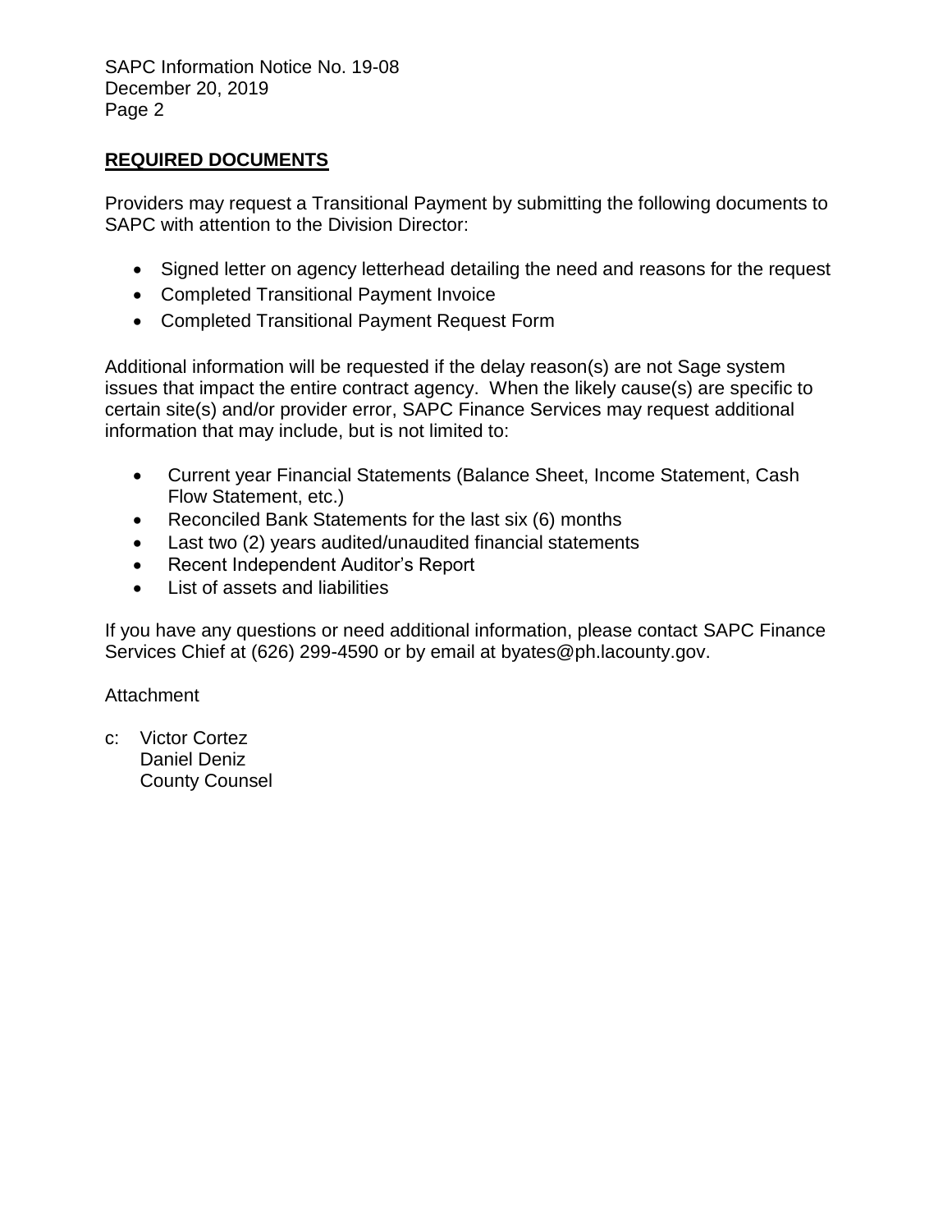## REQUIRED DOCUMENTS

Providers may request a Transitional Payment by submitting the following documents to SAPC with attention to the Division Director:

- Signed letter on agency letterhead detailing the need and reasons for the request
- Completed Transitional Payment Invoice
- Completed Transitional Payment Request Form

Additional information will be requested if the delay reason(s) are not Sage system issues that impact the entire contract agency. When the likely cause(s) are specific to certain site(s) and/or provider error, SAPC Finance Services may request additional information that may include, but is not limited to:

- Current year Financial Statements (Balance Sheet, Income Statement, Cash Flow Statement, etc.)
- Reconciled Bank Statements for the last six (6) months
- Last two (2) years audited/unaudited financial statements
- Recent Independent Auditor's Report
- List of assets and liabilities

If you have any questions or need additional information, please contact SAPC Finance Services Chief at (626) 299-4590 or by email at byates@ph.lacounty.gov.

Attachment

c: Victor Cortez
Daniel Deniz
County Counsel